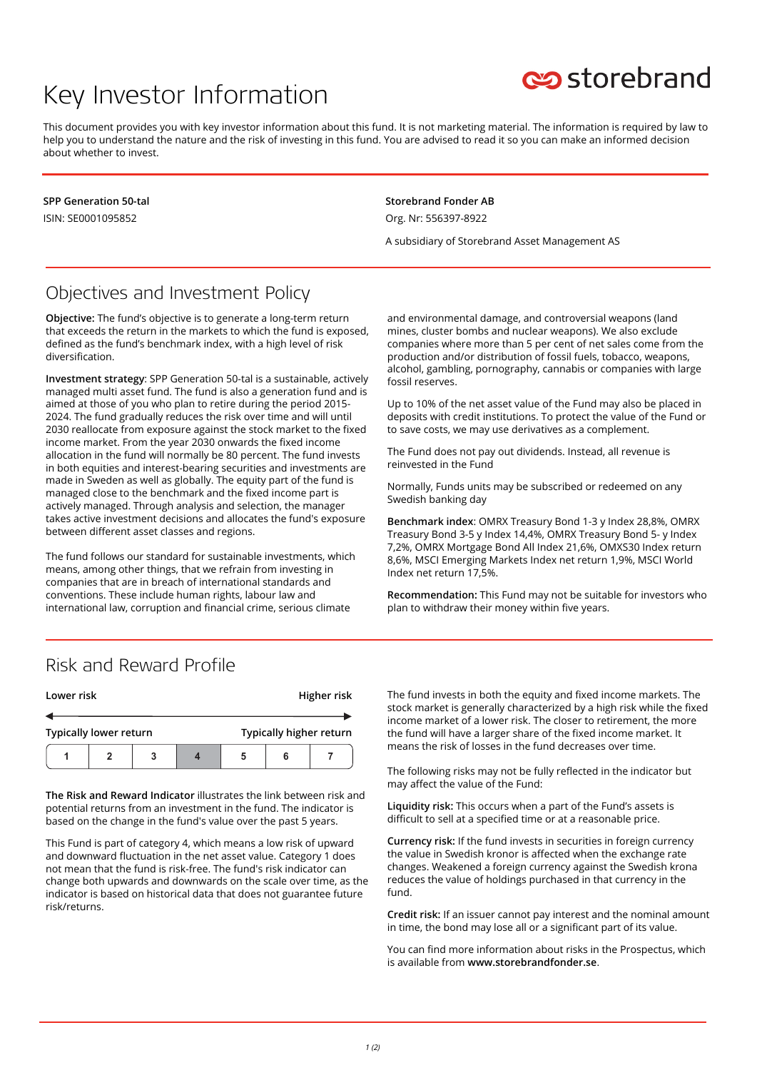# Key Investor Information

storebrand

This document provides you with key investor information about this fund. It is not marketing material. The information is required by law to help you to understand the nature and the risk of investing in this fund. You are advised to read it so you can make an informed decision about whether to invest.

**SPP Generation 50-tal**
ISIN: SE0001095852

**Storebrand Fonder AB**
Org. Nr: 556397-8922

A subsidiary of Storebrand Asset Management AS

## Objectives and Investment Policy

**Objective:** The fund's objective is to generate a long-term return that exceeds the return in the markets to which the fund is exposed, defined as the fund's benchmark index, with a high level of risk diversification.

**Investment strategy**: SPP Generation 50-tal is a sustainable, actively managed multi asset fund. The fund is also a generation fund and is aimed at those of you who plan to retire during the period 2015-2024. The fund gradually reduces the risk over time and will until 2030 reallocate from exposure against the stock market to the fixed income market. From the year 2030 onwards the fixed income allocation in the fund will normally be 80 percent. The fund invests in both equities and interest-bearing securities and investments are made in Sweden as well as globally. The equity part of the fund is managed close to the benchmark and the fixed income part is actively managed. Through analysis and selection, the manager takes active investment decisions and allocates the fund's exposure between different asset classes and regions.

The fund follows our standard for sustainable investments, which means, among other things, that we refrain from investing in companies that are in breach of international standards and conventions. These include human rights, labour law and international law, corruption and financial crime, serious climate and environmental damage, and controversial weapons (land mines, cluster bombs and nuclear weapons). We also exclude companies where more than 5 per cent of net sales come from the production and/or distribution of fossil fuels, tobacco, weapons, alcohol, gambling, pornography, cannabis or companies with large fossil reserves.

Up to 10% of the net asset value of the Fund may also be placed in deposits with credit institutions. To protect the value of the Fund or to save costs, we may use derivatives as a complement.

The Fund does not pay out dividends. Instead, all revenue is reinvested in the Fund

Normally, Funds units may be subscribed or redeemed on any Swedish banking day

**Benchmark index**: OMRX Treasury Bond 1-3 y Index 28,8%, OMRX Treasury Bond 3-5 y Index 14,4%, OMRX Treasury Bond 5- y Index 7,2%, OMRX Mortgage Bond All Index 21,6%, OMXS30 Index return 8,6%, MSCI Emerging Markets Index net return 1,9%, MSCI World Index net return 17,5%.

**Recommendation:** This Fund may not be suitable for investors who plan to withdraw their money within five years.

## Risk and Reward Profile

Lower risk — Higher risk

Typically lower return — Typically higher return

| 1 | 2 | 3 | **4** | 5 | 6 | 7 |
|---|---|---|---|---|---|---|

**The Risk and Reward Indicator** illustrates the link between risk and potential returns from an investment in the fund. The indicator is based on the change in the fund's value over the past 5 years.

This Fund is part of category 4, which means a low risk of upward and downward fluctuation in the net asset value. Category 1 does not mean that the fund is risk-free. The fund's risk indicator can change both upwards and downwards on the scale over time, as the indicator is based on historical data that does not guarantee future risk/returns.

The fund invests in both the equity and fixed income markets. The stock market is generally characterized by a high risk while the fixed income market of a lower risk. The closer to retirement, the more the fund will have a larger share of the fixed income market. It means the risk of losses in the fund decreases over time.

The following risks may not be fully reflected in the indicator but may affect the value of the Fund:

**Liquidity risk:** This occurs when a part of the Fund's assets is difficult to sell at a specified time or at a reasonable price.

**Currency risk:** If the fund invests in securities in foreign currency the value in Swedish kronor is affected when the exchange rate changes. Weakened a foreign currency against the Swedish krona reduces the value of holdings purchased in that currency in the fund.

**Credit risk:** If an issuer cannot pay interest and the nominal amount in time, the bond may lose all or a significant part of its value.

You can find more information about risks in the Prospectus, which is available from **www.storebrandfonder.se**.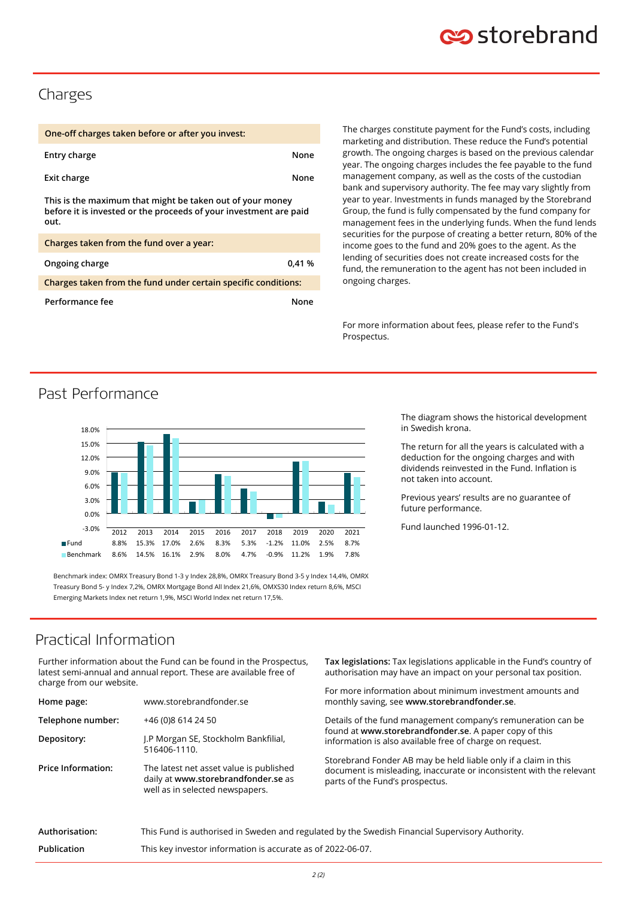## Charges

| One-off charges taken before or after you invest: | |
|---|---|
| **Entry charge** | **None** |
| **Exit charge** | **None** |

**This is the maximum that might be taken out of your money before it is invested or the proceeds of your investment are paid out.**

| Charges taken from the fund over a year: | |
|---|---|
| **Ongoing charge** | **0,41 %** |

| Charges taken from the fund under certain specific conditions: | |
|---|---|
| **Performance fee** | **None** |

The charges constitute payment for the Fund's costs, including marketing and distribution. These reduce the Fund's potential growth. The ongoing charges is based on the previous calendar year. The ongoing charges includes the fee payable to the fund management company, as well as the costs of the custodian bank and supervisory authority. The fee may vary slightly from year to year. Investments in funds managed by the Storebrand Group, the fund is fully compensated by the fund company for management fees in the underlying funds. When the fund lends securities for the purpose of creating a better return, 80% of the income goes to the fund and 20% goes to the agent. As the lending of securities does not create increased costs for the fund, the remuneration to the agent has not been included in ongoing charges.

For more information about fees, please refer to the Fund's Prospectus.

## Past Performance

18.0%
15.0%
12.0%
9.0%
6.0%
3.0%
0.0%
-3.0%

2012 2013 2014 2015 2016 2017 2018 2019 2020 2021

Fund 8.8% 15.3% 17.0% 2.6% 8.3% 5.3% -1.2% 11.0% 2.5% 8.7%

Benchmark 8.6% 14.5% 16.1% 2.9% 8.0% 4.7% -0.9% 11.2% 1.9% 7.8%

Benchmark index: OMRX Treasury Bond 1-3 y Index 28,8%, OMRX Treasury Bond 3-5 y Index 14,4%, OMRX Treasury Bond 5- y Index 7,2%, OMRX Mortgage Bond All Index 21,6%, OMXS30 Index return 8,6%, MSCI Emerging Markets Index net return 1,9%, MSCI World Index net return 17,5%.

The diagram shows the historical development in Swedish krona.

The return for all the years is calculated with a deduction for the ongoing charges and with dividends reinvested in the Fund. Inflation is not taken into account.

Previous years' results are no guarantee of future performance.

Fund launched 1996-01-12.

## Practical Information

Further information about the Fund can be found in the Prospectus, latest semi-annual and annual report. These are available free of charge from our website.

| | |
|---|---|
| **Home page:** | www.storebrandfonder.se |
| **Telephone number:** | +46 (0)8 614 24 50 |
| **Depository:** | J.P Morgan SE, Stockholm Bankfilial, 516406-1110. |
| **Price Information:** | The latest net asset value is published daily at **www.storebrandfonder.se** as well as in selected newspapers. |

**Tax legislations:** Tax legislations applicable in the Fund's country of authorisation may have an impact on your personal tax position.

For more information about minimum investment amounts and monthly saving, see **www.storebrandfonder.se**.

Details of the fund management company's remuneration can be found at **www.storebrandfonder.se**. A paper copy of this information is also available free of charge on request.

Storebrand Fonder AB may be held liable only if a claim in this document is misleading, inaccurate or inconsistent with the relevant parts of the Fund's prospectus.

| | |
|---|---|
| **Authorisation:** | This Fund is authorised in Sweden and regulated by the Swedish Financial Supervisory Authority. |
| **Publication** | This key investor information is accurate as of 2022-06-07. |